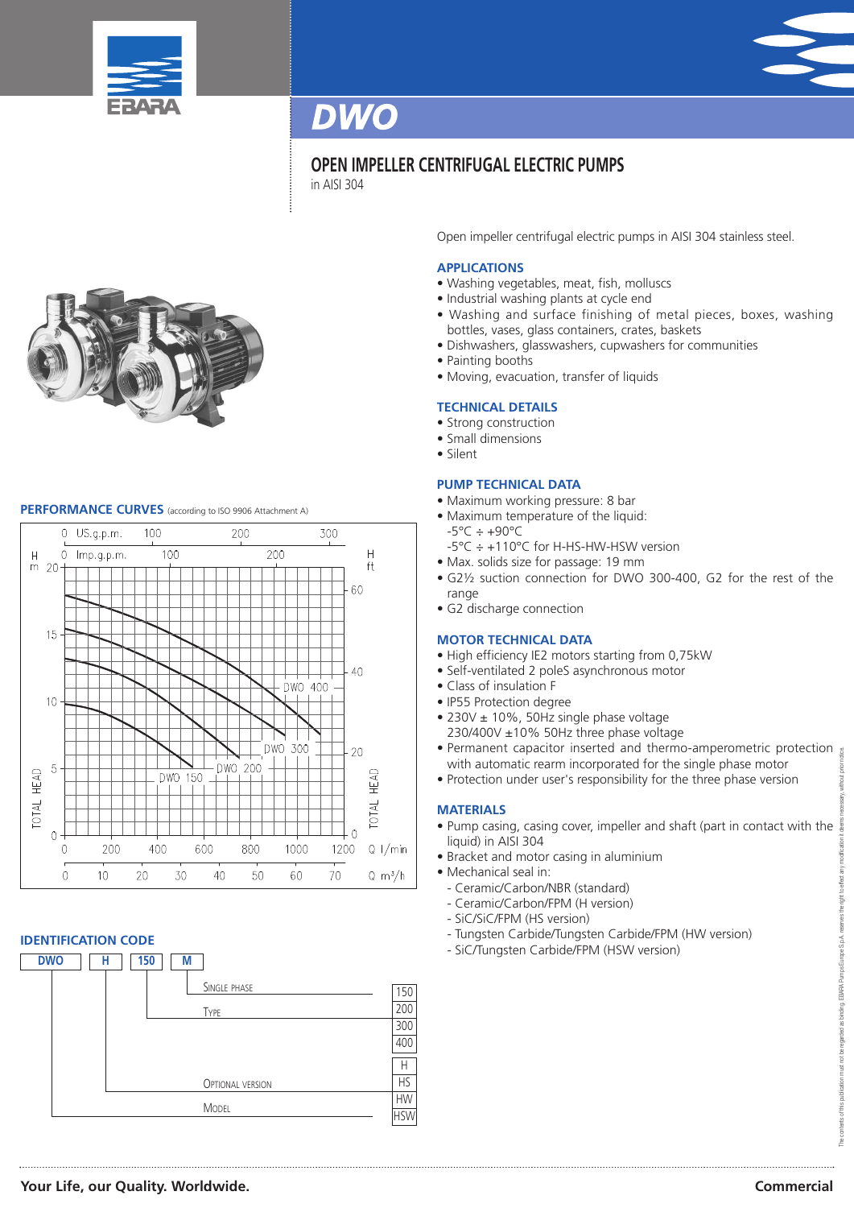# DWO

## OPEN IMPELLER CENTRIFUGAL ELECTRIC PUMPS

in AISI 304

Open impeller centrifugal electric pumps in AISI 304 stainless steel.

### APPLICATIONS

- Washing vegetables, meat, fish, molluscs
- Industrial washing plants at cycle end
- Washing and surface finishing of metal pieces, boxes, washing bottles, vases, glass containers, crates, baskets
- Dishwashers, glasswashers, cupwashers for communities
- Painting booths
- Moving, evacuation, transfer of liquids

### TECHNICAL DETAILS

- Strong construction
- Small dimensions
- Silent

### PUMP TECHNICAL DATA

- Maximum working pressure: 8 bar
- Maximum temperature of the liquid:
  -5°C ÷ +90°C
  -5°C ÷ +110°C for H-HS-HW-HSW version
- Max. solids size for passage: 19 mm
- G2½ suction connection for DWO 300-400, G2 for the rest of the range
- G2 discharge connection

### MOTOR TECHNICAL DATA

- High efficiency IE2 motors starting from 0,75kW
- Self-ventilated 2 poleS asynchronous motor
- Class of insulation F
- IP55 Protection degree
- 230V ± 10%, 50Hz single phase voltage
  230/400V ±10% 50Hz three phase voltage
- Permanent capacitor inserted and thermo-amperometric protection with automatic rearm incorporated for the single phase motor
- Protection under user's responsibility for the three phase version

### MATERIALS

- Pump casing, casing cover, impeller and shaft (part in contact with the liquid) in AISI 304
- Bracket and motor casing in aluminium
- Mechanical seal in:
  - Ceramic/Carbon/NBR (standard)
  - Ceramic/Carbon/FPM (H version)
  - SiC/SiC/FPM (HS version)
  - Tungsten Carbide/Tungsten Carbide/FPM (HW version)
  - SiC/Tungsten Carbide/FPM (HSW version)

### PERFORMANCE CURVES (according to ISO 9906 Attachment A)

Curves: DWO 150, DWO 200, DWO 300, DWO 400. Axes: TOTAL HEAD H (m: 0–20; ft: 0–60); Q (l/min: 0–1200; m³/h: 0–70; US.g.p.m.: 0–300; Imp.g.p.m.: 0–200).

### IDENTIFICATION CODE

**DWO** **H** **150** **M**

- M – Single phase
- 150 – Type: 150 / 200 / 300 / 400
- H – Optional version: H / HS / HW / HSW
- DWO – Model

The contents of this publication must not be regarded as binding. EBARA Pumps Europe S.p.A. reserves the right to effect any modification it deems necessary, without prior notice.

Your Life, our Quality. Worldwide.

Commercial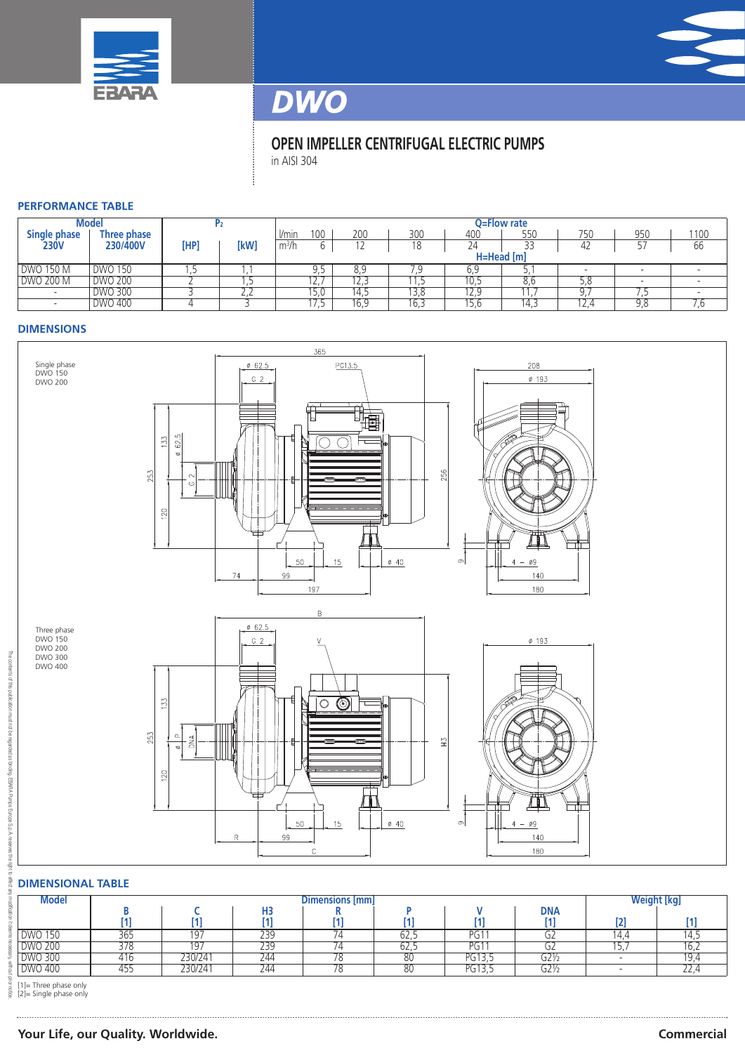# DWO

## OPEN IMPELLER CENTRIFUGAL ELECTRIC PUMPS

in AISI 304

### PERFORMANCE TABLE

| Model | | $P_2$ | | Q=Flow rate | | | | | | | |
|---|---|---|---|---|---|---|---|---|---|---|---|
| Single phase 230V | Three phase 230/400V | [HP] | [kW] | l/min 100 | 200 | 300 | 400 | 550 | 750 | 950 | 1100 |
| | | | | $m^3/h$ 6 | 12 | 18 | 24 | 33 | 42 | 57 | 66 |
| | | | | H=Head [m] | | | | | | | |
| DWO 150 M | DWO 150 | 1,5 | 1,1 | 9,5 | 8,9 | 7,9 | 6,9 | 5,1 | - | - | - |
| DWO 200 M | DWO 200 | 2 | 1,5 | 12,7 | 12,3 | 11,5 | 10,5 | 8,6 | 5,8 | - | - |
| - | DWO 300 | 3 | 2,2 | 15,0 | 14,5 | 13,8 | 12,9 | 11,7 | 9,7 | 7,5 | - |
| - | DWO 400 | 4 | 3 | 17,5 | 16,9 | 16,3 | 15,6 | 14,3 | 12,4 | 9,8 | 7,6 |

### DIMENSIONS

Single phase
DWO 150
DWO 200

365, ø 62,5, PG13,5, G 2, 133, ø 62,5, 253, G 2, 120, 256, 50, 15, ø 40, 74, 99, 197, 208, ø 193, 9, 4 - ø9, 140, 180

Three phase
DWO 150
DWO 200
DWO 300
DWO 400

B, ø 62,5, G 2, V, 133, 253, ø P, DNA, 120, H3, 50, 15, ø 40, R, 99, C, ø 193, 9, 4 - ø9, 140, 180

### DIMENSIONAL TABLE

| Model | Dimensions [mm] | | | | | | | Weight [kg] | |
|---|---|---|---|---|---|---|---|---|---|
| | B [1] | C [1] | H3 [1] | R [1] | P [1] | V [1] | DNA [1] | [2] | [1] |
| DWO 150 | 365 | 197 | 239 | 74 | 62,5 | PG11 | G2 | 14,4 | 14,5 |
| DWO 200 | 378 | 197 | 239 | 74 | 62,5 | PG11 | G2 | 15,7 | 16,2 |
| DWO 300 | 416 | 230/241 | 244 | 78 | 80 | PG13,5 | G2½ | - | 19,4 |
| DWO 400 | 455 | 230/241 | 244 | 78 | 80 | PG13,5 | G2½ | - | 22,4 |

[1]= Three phase only
[2]= Single phase only

The contents of this publication must not be regarded as binding. EBARA Pumps Europe S.p.A. reserves the right to effect any modification it deems necessary, without prior notice.

Your Life, our Quality. Worldwide.

Commercial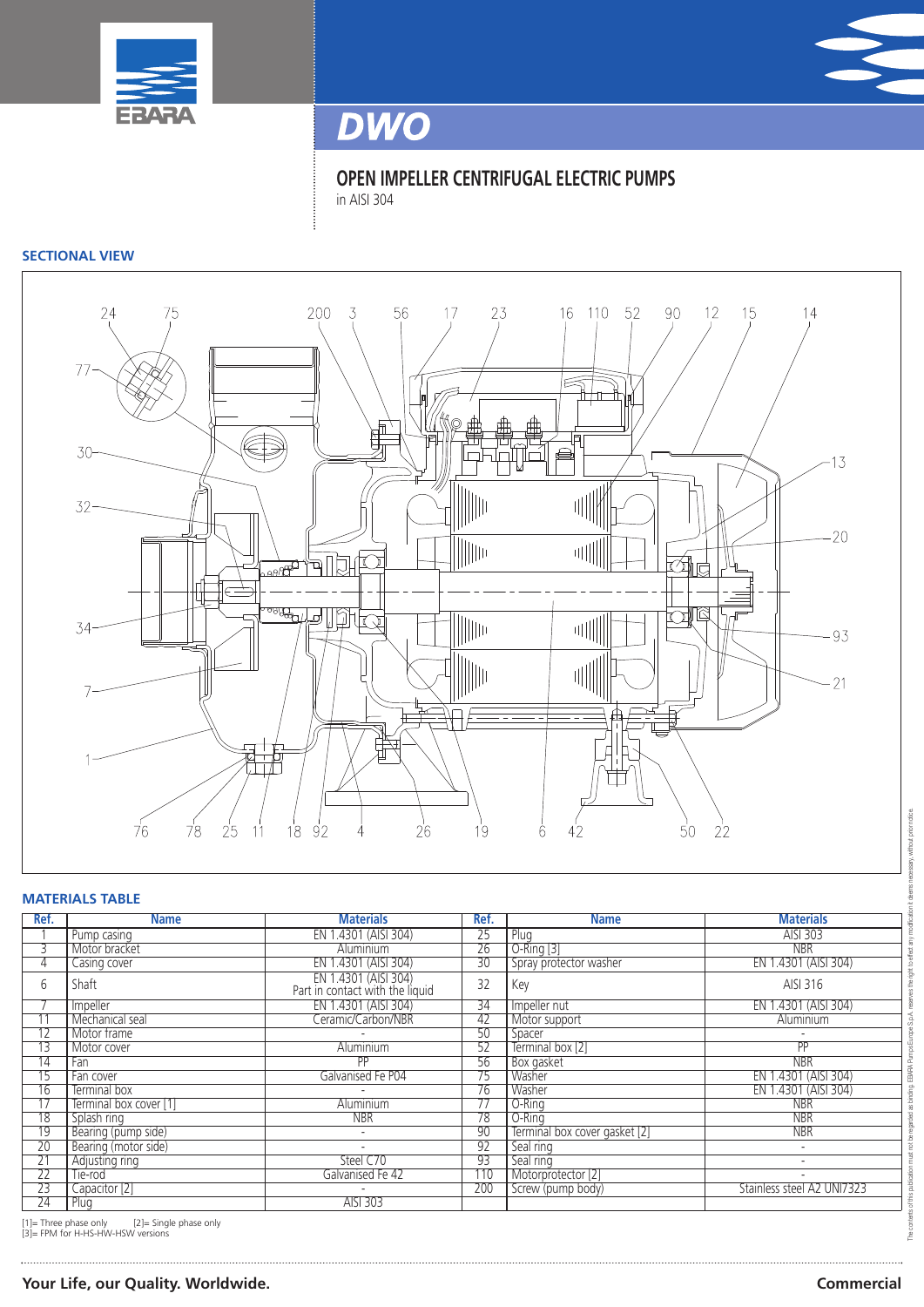# DWO

## OPEN IMPELLER CENTRIFUGAL ELECTRIC PUMPS

in AISI 304

### SECTIONAL VIEW

24 75 200 3 56 17 23 16 110 52 90 12 15 14

77

30

32

34

7

1

13

20

93

21

76 78 25 11 18 92 4 26 19 6 42 50 22

### MATERIALS TABLE

| Ref. | Name | Materials | Ref. | Name | Materials |
|---|---|---|---|---|---|
| 1 | Pump casing | EN 1.4301 (AISI 304) | 25 | Plug | AISI 303 |
| 3 | Motor bracket | Aluminium | 26 | O-Ring [3] | NBR |
| 4 | Casing cover | EN 1.4301 (AISI 304) | 30 | Spray protector washer | EN 1.4301 (AISI 304) |
| 6 | Shaft | EN 1.4301 (AISI 304) Part in contact with the liquid | 32 | Key | AISI 316 |
| 7 | Impeller | EN 1.4301 (AISI 304) | 34 | Impeller nut | EN 1.4301 (AISI 304) |
| 11 | Mechanical seal | Ceramic/Carbon/NBR | 42 | Motor support | Aluminium |
| 12 | Motor frame | - | 50 | Spacer | - |
| 13 | Motor cover | Aluminium | 52 | Terminal box [2] | PP |
| 14 | Fan | PP | 56 | Box gasket | NBR |
| 15 | Fan cover | Galvanised Fe P04 | 75 | Washer | EN 1.4301 (AISI 304) |
| 16 | Terminal box | - | 76 | Washer | EN 1.4301 (AISI 304) |
| 17 | Terminal box cover [1] | Aluminium | 77 | O-Ring | NBR |
| 18 | Splash ring | NBR | 78 | O-Ring | NBR |
| 19 | Bearing (pump side) | - | 90 | Terminal box cover gasket [2] | NBR |
| 20 | Bearing (motor side) | - | 92 | Seal ring | - |
| 21 | Adjusting ring | Steel C70 | 93 | Seal ring | - |
| 22 | Tie-rod | Galvanised Fe 42 | 110 | Motorprotector [2] | - |
| 23 | Capacitor [2] | - | 200 | Screw (pump body) | Stainless steel A2 UNI7323 |
| 24 | Plug | AISI 303 | | | |

[1]= Three phase only [2]= Single phase only
[3]= FPM for H-HS-HW-HSW versions

The contents of this publication must not be regarded as binding. EBARA Pumps Europe S.p.A. reserves the right to effect any modification it deems necessary, without prior notice.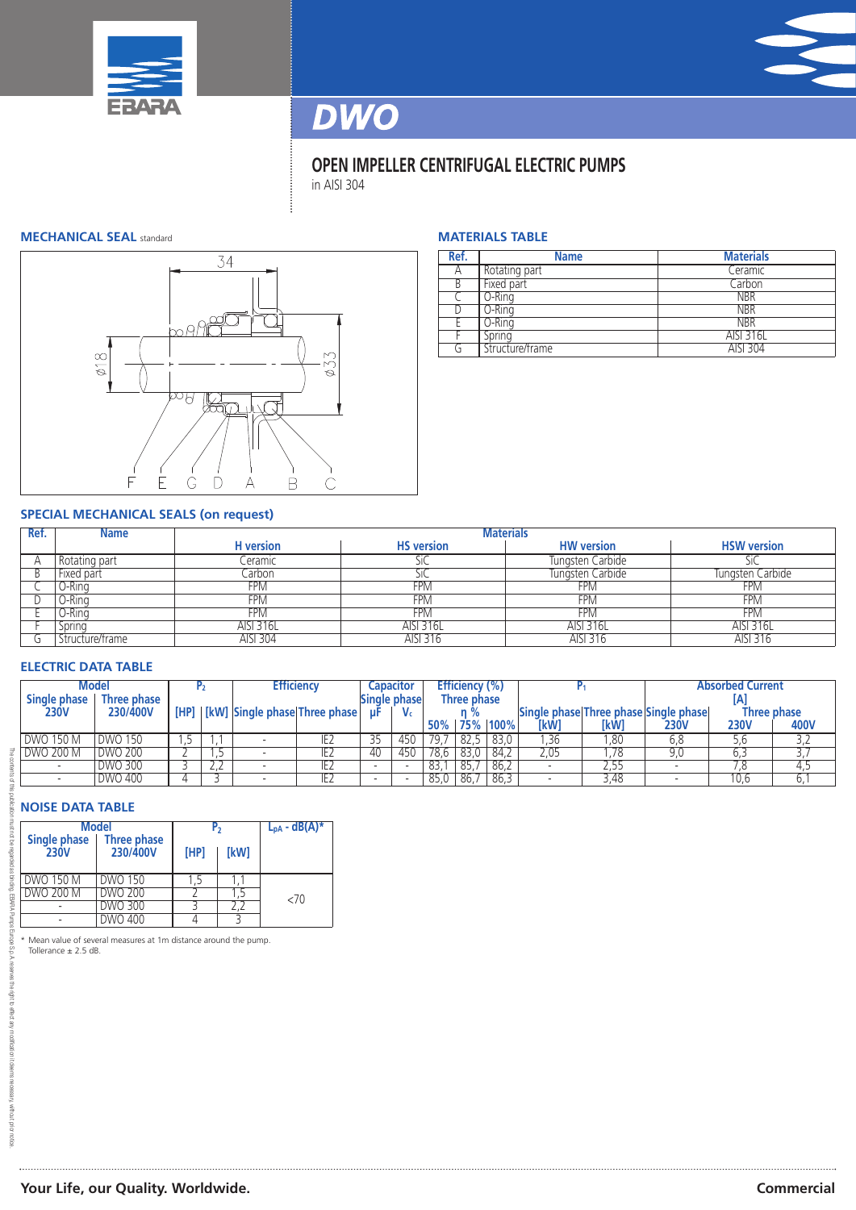# DWO

## OPEN IMPELLER CENTRIFUGAL ELECTRIC PUMPS

in AISI 304

### MECHANICAL SEAL standard

34

Ø18

Ø33

F E G D A B C

### MATERIALS TABLE

| Ref. | Name | Materials |
|---|---|---|
| A | Rotating part | Ceramic |
| B | Fixed part | Carbon |
| C | O-Ring | NBR |
| D | O-Ring | NBR |
| E | O-Ring | NBR |
| F | Spring | AISI 316L |
| G | Structure/frame | AISI 304 |

### SPECIAL MECHANICAL SEALS (on request)

| Ref. | Name | Materials | | | |
|---|---|---|---|---|---|
| | | H version | HS version | HW version | HSW version |
| A | Rotating part | Ceramic | SiC | Tungsten Carbide | SiC |
| B | Fixed part | Carbon | SiC | Tungsten Carbide | Tungsten Carbide |
| C | O-Ring | FPM | FPM | FPM | FPM |
| D | O-Ring | FPM | FPM | FPM | FPM |
| E | O-Ring | FPM | FPM | FPM | FPM |
| F | Spring | AISI 316L | AISI 316L | AISI 316L | AISI 316L |
| G | Structure/frame | AISI 304 | AISI 316 | AISI 316 | AISI 316 |

### ELECTRIC DATA TABLE

| Model | | $P_2$ | | Efficiency | | Capacitor | | Efficiency (%) | | | $P_1$ | | Absorbed Current [A] | | |
|---|---|---|---|---|---|---|---|---|---|---|---|---|---|---|---|
| Single phase 230V | Three phase 230/400V | [HP] | [kW] | Single phase | Three phase | Single phase µF | Single phase $V_c$ | Three phase η % 50% | 75% | 100% | Single phase [kW] | Three phase [kW] | Single phase 230V | Three phase 230V | Three phase 400V |
| DWO 150 M | DWO 150 | 1,5 | 1,1 | - | IE2 | 35 | 450 | 79,7 | 82,5 | 83,0 | 1,36 | 1,80 | 6,8 | 5,6 | 3,2 |
| DWO 200 M | DWO 200 | 2 | 1,5 | - | IE2 | 40 | 450 | 78,6 | 83,0 | 84,2 | 2,05 | 1,78 | 9,0 | 6,3 | 3,7 |
| - | DWO 300 | 3 | 2,2 | - | IE2 | - | - | 83,1 | 85,7 | 86,2 | - | 2,55 | - | 7,8 | 4,5 |
| - | DWO 400 | 4 | 3 | - | IE2 | - | - | 85,0 | 86,7 | 86,3 | - | 3,48 | - | 10,6 | 6,1 |

### NOISE DATA TABLE

| Model | | $P_2$ | | $L_{pA}$ - dB(A)* |
|---|---|---|---|---|
| Single phase 230V | Three phase 230/400V | [HP] | [kW] | |
| DWO 150 M | DWO 150 | 1,5 | 1,1 | <70 |
| DWO 200 M | DWO 200 | 2 | 1,5 | |
| - | DWO 300 | 3 | 2,2 | |
| - | DWO 400 | 4 | 3 | |

* Mean value of several measures at 1m distance around the pump. Tollerance ± 2.5 dB.

The contents of this publication must not be regarded as binding. EBARA Pumps Europe S.p.A. reserves the right to effect any modification if deems necessary, without prior notice.

Your Life, our Quality. Worldwide.

Commercial